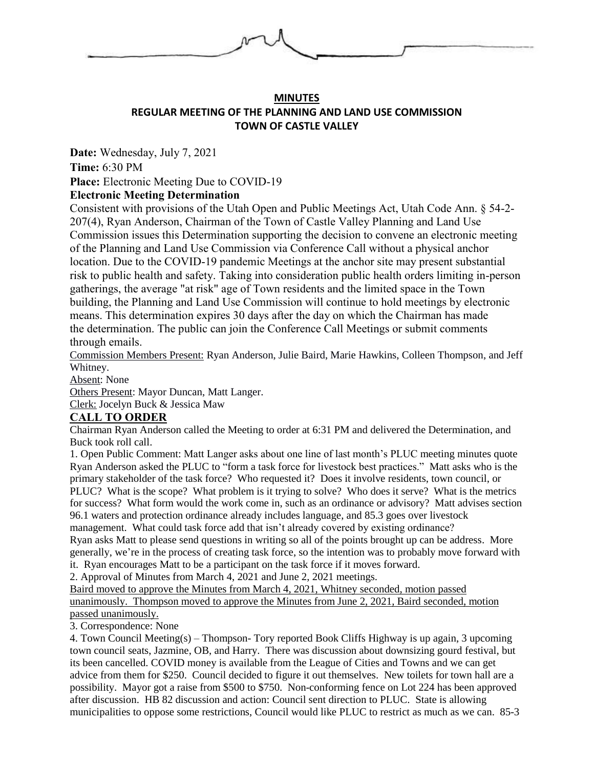**MINUTES**

**REGULAR MEETING OF THE PLANNING AND LAND USE COMMISSION**

**TOWN OF CASTLE VALLEY**

**Date:** Wednesday, July 7, 2021

**Time:** 6:30 PM

**Place:** Electronic Meeting Due to COVID-19

**Electronic Meeting Determination**

Consistent with provisions of the Utah Open and Public Meetings Act, Utah Code Ann. § 54-2-207(4), Ryan Anderson, Chairman of the Town of Castle Valley Planning and Land Use Commission issues this Determination supporting the decision to convene an electronic meeting of the Planning and Land Use Commission via Conference Call without a physical anchor location. Due to the COVID-19 pandemic Meetings at the anchor site may present substantial risk to public health and safety. Taking into consideration public health orders limiting in-person gatherings, the average "at risk" age of Town residents and the limited space in the Town building, the Planning and Land Use Commission will continue to hold meetings by electronic means. This determination expires 30 days after the day on which the Chairman has made the determination. The public can join the Conference Call Meetings or submit comments through emails.

Commission Members Present: Ryan Anderson, Julie Baird, Marie Hawkins, Colleen Thompson, and Jeff Whitney.

Absent: None

Others Present: Mayor Duncan, Matt Langer.

Clerk: Jocelyn Buck & Jessica Maw

## CALL TO ORDER

Chairman Ryan Anderson called the Meeting to order at 6:31 PM and delivered the Determination, and Buck took roll call.

1. Open Public Comment: Matt Langer asks about one line of last month's PLUC meeting minutes quote Ryan Anderson asked the PLUC to "form a task force for livestock best practices." Matt asks who is the primary stakeholder of the task force? Who requested it? Does it involve residents, town council, or PLUC? What is the scope? What problem is it trying to solve? Who does it serve? What is the metrics for success? What form would the work come in, such as an ordinance or advisory? Matt advises section 96.1 waters and protection ordinance already includes language, and 85.3 goes over livestock management. What could task force add that isn't already covered by existing ordinance?
Ryan asks Matt to please send questions in writing so all of the points brought up can be address. More generally, we're in the process of creating task force, so the intention was to probably move forward with it. Ryan encourages Matt to be a participant on the task force if it moves forward.

2. Approval of Minutes from March 4, 2021 and June 2, 2021 meetings.
Baird moved to approve the Minutes from March 4, 2021, Whitney seconded, motion passed unanimously. Thompson moved to approve the Minutes from June 2, 2021, Baird seconded, motion passed unanimously.

3. Correspondence: None

4. Town Council Meeting(s) – Thompson- Tory reported Book Cliffs Highway is up again, 3 upcoming town council seats, Jazmine, OB, and Harry. There was discussion about downsizing gourd festival, but its been cancelled. COVID money is available from the League of Cities and Towns and we can get advice from them for $250. Council decided to figure it out themselves. New toilets for town hall are a possibility. Mayor got a raise from $500 to $750. Non-conforming fence on Lot 224 has been approved after discussion. HB 82 discussion and action: Council sent direction to PLUC. State is allowing municipalities to oppose some restrictions, Council would like PLUC to restrict as much as we can. 85-3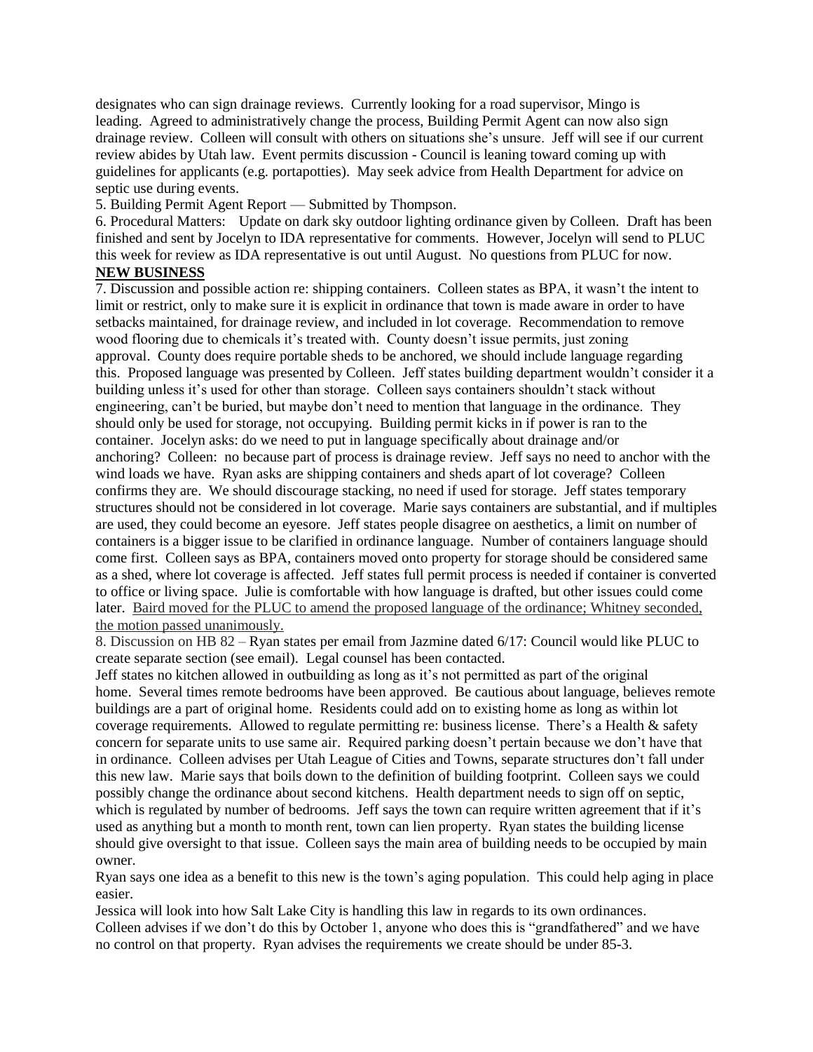designates who can sign drainage reviews. Currently looking for a road supervisor, Mingo is leading. Agreed to administratively change the process, Building Permit Agent can now also sign drainage review. Colleen will consult with others on situations she's unsure. Jeff will see if our current review abides by Utah law. Event permits discussion - Council is leaning toward coming up with guidelines for applicants (e.g. portapotties). May seek advice from Health Department for advice on septic use during events.

5. Building Permit Agent Report — Submitted by Thompson.

6. Procedural Matters: Update on dark sky outdoor lighting ordinance given by Colleen. Draft has been finished and sent by Jocelyn to IDA representative for comments. However, Jocelyn will send to PLUC this week for review as IDA representative is out until August. No questions from PLUC for now.

**NEW BUSINESS**

7. Discussion and possible action re: shipping containers. Colleen states as BPA, it wasn't the intent to limit or restrict, only to make sure it is explicit in ordinance that town is made aware in order to have setbacks maintained, for drainage review, and included in lot coverage. Recommendation to remove wood flooring due to chemicals it's treated with. County doesn't issue permits, just zoning approval. County does require portable sheds to be anchored, we should include language regarding this. Proposed language was presented by Colleen. Jeff states building department wouldn't consider it a building unless it's used for other than storage. Colleen says containers shouldn't stack without engineering, can't be buried, but maybe don't need to mention that language in the ordinance. They should only be used for storage, not occupying. Building permit kicks in if power is ran to the container. Jocelyn asks: do we need to put in language specifically about drainage and/or anchoring? Colleen: no because part of process is drainage review. Jeff says no need to anchor with the wind loads we have. Ryan asks are shipping containers and sheds apart of lot coverage? Colleen confirms they are. We should discourage stacking, no need if used for storage. Jeff states temporary structures should not be considered in lot coverage. Marie says containers are substantial, and if multiples are used, they could become an eyesore. Jeff states people disagree on aesthetics, a limit on number of containers is a bigger issue to be clarified in ordinance language. Number of containers language should come first. Colleen says as BPA, containers moved onto property for storage should be considered same as a shed, where lot coverage is affected. Jeff states full permit process is needed if container is converted to office or living space. Julie is comfortable with how language is drafted, but other issues could come later. Baird moved for the PLUC to amend the proposed language of the ordinance; Whitney seconded, the motion passed unanimously.

8. Discussion on HB 82 – Ryan states per email from Jazmine dated 6/17: Council would like PLUC to create separate section (see email). Legal counsel has been contacted.

Jeff states no kitchen allowed in outbuilding as long as it's not permitted as part of the original home. Several times remote bedrooms have been approved. Be cautious about language, believes remote buildings are a part of original home. Residents could add on to existing home as long as within lot coverage requirements. Allowed to regulate permitting re: business license. There's a Health & safety concern for separate units to use same air. Required parking doesn't pertain because we don't have that in ordinance. Colleen advises per Utah League of Cities and Towns, separate structures don't fall under this new law. Marie says that boils down to the definition of building footprint. Colleen says we could possibly change the ordinance about second kitchens. Health department needs to sign off on septic, which is regulated by number of bedrooms. Jeff says the town can require written agreement that if it's used as anything but a month to month rent, town can lien property. Ryan states the building license should give oversight to that issue. Colleen says the main area of building needs to be occupied by main owner.

Ryan says one idea as a benefit to this new is the town's aging population. This could help aging in place easier.

Jessica will look into how Salt Lake City is handling this law in regards to its own ordinances.

Colleen advises if we don't do this by October 1, anyone who does this is "grandfathered" and we have no control on that property. Ryan advises the requirements we create should be under 85-3.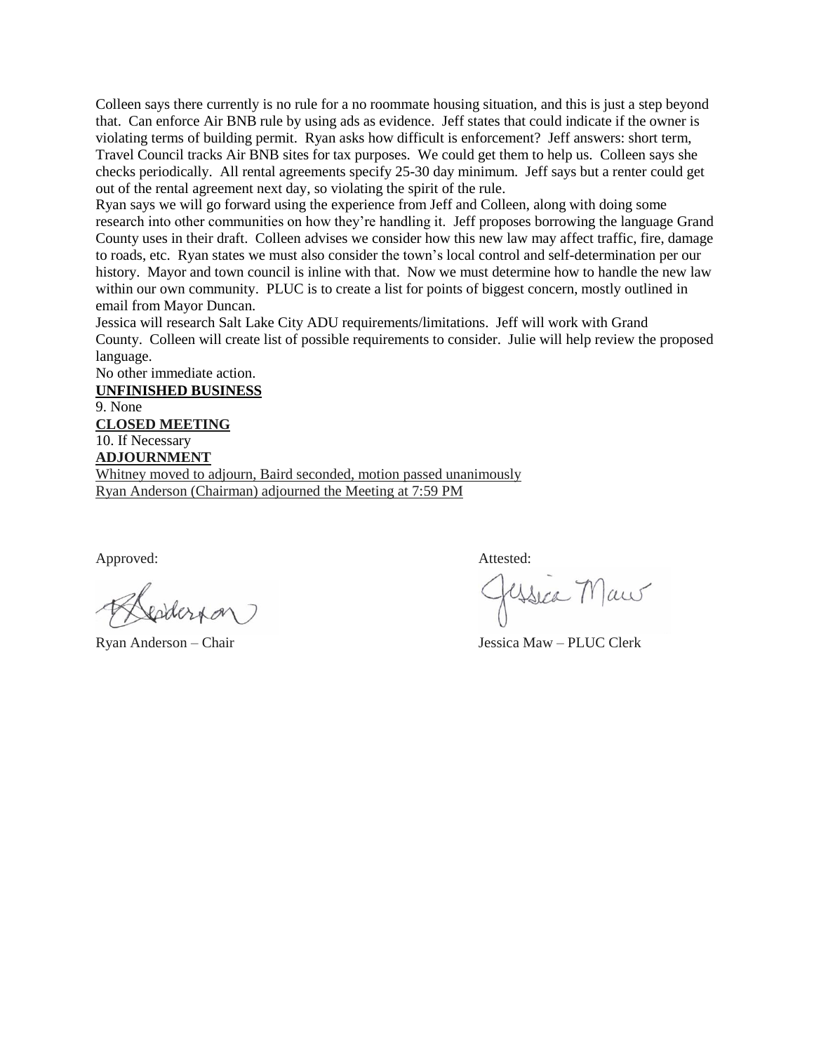Colleen says there currently is no rule for a no roommate housing situation, and this is just a step beyond that. Can enforce Air BNB rule by using ads as evidence. Jeff states that could indicate if the owner is violating terms of building permit. Ryan asks how difficult is enforcement? Jeff answers: short term, Travel Council tracks Air BNB sites for tax purposes. We could get them to help us. Colleen says she checks periodically. All rental agreements specify 25-30 day minimum. Jeff says but a renter could get out of the rental agreement next day, so violating the spirit of the rule.

Ryan says we will go forward using the experience from Jeff and Colleen, along with doing some research into other communities on how they're handling it. Jeff proposes borrowing the language Grand County uses in their draft. Colleen advises we consider how this new law may affect traffic, fire, damage to roads, etc. Ryan states we must also consider the town's local control and self-determination per our history. Mayor and town council is inline with that. Now we must determine how to handle the new law within our own community. PLUC is to create a list for points of biggest concern, mostly outlined in email from Mayor Duncan.

Jessica will research Salt Lake City ADU requirements/limitations. Jeff will work with Grand County. Colleen will create list of possible requirements to consider. Julie will help review the proposed language.

No other immediate action.

**UNFINISHED BUSINESS**

9. None

**CLOSED MEETING**

10. If Necessary

**ADJOURNMENT**

Whitney moved to adjourn, Baird seconded, motion passed unanimously

Ryan Anderson (Chairman) adjourned the Meeting at 7:59 PM

Approved:

Ryan Anderson – Chair

Attested:

Jessica Maw – PLUC Clerk